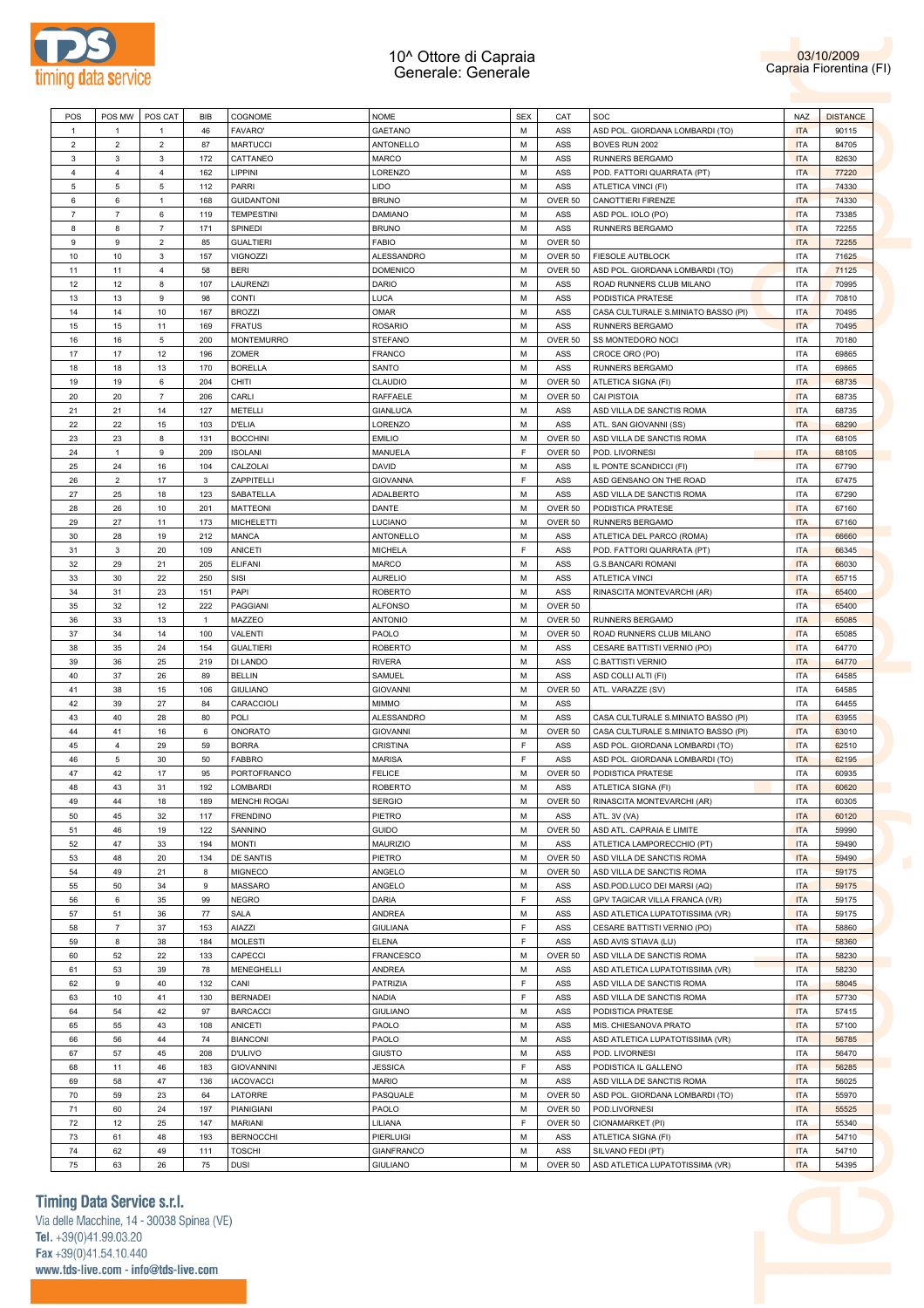# 10^ Ottore di Capraia
## Generale: Generale

03/10/2009
Capraia Fiorentina (FI)

| POS | POS MW | POS CAT | BIB | COGNOME | NOME | SEX | CAT | SOC | NAZ | DISTANCE |
|---|---|---|---|---|---|---|---|---|---|---|
| 1 | 1 | 1 | 46 | FAVARO' | GAETANO | M | ASS | ASD POL. GIORDANA LOMBARDI (TO) | ITA | 90115 |
| 2 | 2 | 2 | 87 | MARTUCCI | ANTONELLO | M | ASS | BOVES RUN 2002 | ITA | 84705 |
| 3 | 3 | 3 | 172 | CATTANEO | MARCO | M | ASS | RUNNERS BERGAMO | ITA | 82630 |
| 4 | 4 | 4 | 162 | LIPPINI | LORENZO | M | ASS | POD. FATTORI QUARRATA (PT) | ITA | 77220 |
| 5 | 5 | 5 | 112 | PARRI | LIDO | M | ASS | ATLETICA VINCI (FI) | ITA | 74330 |
| 6 | 6 | 1 | 168 | GUIDANTONI | BRUNO | M | OVER 50 | CANOTTIERI FIRENZE | ITA | 74330 |
| 7 | 7 | 6 | 119 | TEMPESTINI | DAMIANO | M | ASS | ASD POL. IOLO (PO) | ITA | 73385 |
| 8 | 8 | 7 | 171 | SPINEDI | BRUNO | M | ASS | RUNNERS BERGAMO | ITA | 72255 |
| 9 | 9 | 2 | 85 | GUALTIERI | FABIO | M | OVER 50 | | ITA | 72255 |
| 10 | 10 | 3 | 157 | VIGNOZZI | ALESSANDRO | M | OVER 50 | FIESOLE AUTBLOCK | ITA | 71625 |
| 11 | 11 | 4 | 58 | BERI | DOMENICO | M | OVER 50 | ASD POL. GIORDANA LOMBARDI (TO) | ITA | 71125 |
| 12 | 12 | 8 | 107 | LAURENZI | DARIO | M | ASS | ROAD RUNNERS CLUB MILANO | ITA | 70995 |
| 13 | 13 | 9 | 98 | CONTI | LUCA | M | ASS | PODISTICA PRATESE | ITA | 70810 |
| 14 | 14 | 10 | 167 | BROZZI | OMAR | M | ASS | CASA CULTURALE S.MINIATO BASSO (PI) | ITA | 70495 |
| 15 | 15 | 11 | 169 | FRATUS | ROSARIO | M | ASS | RUNNERS BERGAMO | ITA | 70495 |
| 16 | 16 | 5 | 200 | MONTEMURRO | STEFANO | M | OVER 50 | SS MONTEDORO NOCI | ITA | 70180 |
| 17 | 17 | 12 | 196 | ZOMER | FRANCO | M | ASS | CROCE ORO (PO) | ITA | 69865 |
| 18 | 18 | 13 | 170 | BORELLA | SANTO | M | ASS | RUNNERS BERGAMO | ITA | 69865 |
| 19 | 19 | 6 | 204 | CHITI | CLAUDIO | M | OVER 50 | ATLETICA SIGNA (FI) | ITA | 68735 |
| 20 | 20 | 7 | 206 | CARLI | RAFFAELE | M | OVER 50 | CAI PISTOIA | ITA | 68735 |
| 21 | 21 | 14 | 127 | METELLI | GIANLUCA | M | ASS | ASD VILLA DE SANCTIS ROMA | ITA | 68735 |
| 22 | 22 | 15 | 103 | D'ELIA | LORENZO | M | ASS | ATL. SAN GIOVANNI (SS) | ITA | 68290 |
| 23 | 23 | 8 | 131 | BOCCHINI | EMILIO | M | OVER 50 | ASD VILLA DE SANCTIS ROMA | ITA | 68105 |
| 24 | 1 | 9 | 209 | ISOLANI | MANUELA | F | OVER 50 | POD. LIVORNESI | ITA | 68105 |
| 25 | 24 | 16 | 104 | CALZOLAI | DAVID | M | ASS | IL PONTE SCANDICCI (FI) | ITA | 67790 |
| 26 | 2 | 17 | 3 | ZAPPITELLI | GIOVANNA | F | ASS | ASD GENSANO ON THE ROAD | ITA | 67475 |
| 27 | 25 | 18 | 123 | SABATELLA | ADALBERTO | M | ASS | ASD VILLA DE SANCTIS ROMA | ITA | 67290 |
| 28 | 26 | 10 | 201 | MATTEONI | DANTE | M | OVER 50 | PODISTICA PRATESE | ITA | 67160 |
| 29 | 27 | 11 | 173 | MICHELETTI | LUCIANO | M | OVER 50 | RUNNERS BERGAMO | ITA | 67160 |
| 30 | 28 | 19 | 212 | MANCA | ANTONELLO | M | ASS | ATLETICA DEL PARCO (ROMA) | ITA | 66660 |
| 31 | 3 | 20 | 109 | ANICETI | MICHELA | F | ASS | POD. FATTORI QUARRATA (PT) | ITA | 66345 |
| 32 | 29 | 21 | 205 | ELIFANI | MARCO | M | ASS | G.S.BANCARI ROMANI | ITA | 66030 |
| 33 | 30 | 22 | 250 | SISI | AURELIO | M | ASS | ATLETICA VINCI | ITA | 65715 |
| 34 | 31 | 23 | 151 | PAPI | ROBERTO | M | ASS | RINASCITA MONTEVARCHI (AR) | ITA | 65400 |
| 35 | 32 | 12 | 222 | PAGGIANI | ALFONSO | M | OVER 50 | | ITA | 65400 |
| 36 | 33 | 13 | 1 | MAZZEO | ANTONIO | M | OVER 50 | RUNNERS BERGAMO | ITA | 65085 |
| 37 | 34 | 14 | 100 | VALENTI | PAOLO | M | OVER 50 | ROAD RUNNERS CLUB MILANO | ITA | 65085 |
| 38 | 35 | 24 | 154 | GUALTIERI | ROBERTO | M | ASS | CESARE BATTISTI VERNIO (PO) | ITA | 64770 |
| 39 | 36 | 25 | 219 | DI LANDO | RIVERA | M | ASS | C.BATTISTI VERNIO | ITA | 64770 |
| 40 | 37 | 26 | 89 | BELLIN | SAMUEL | M | ASS | ASD COLLI ALTI (FI) | ITA | 64585 |
| 41 | 38 | 15 | 106 | GIULIANO | GIOVANNI | M | OVER 50 | ATL. VARAZZE (SV) | ITA | 64585 |
| 42 | 39 | 27 | 84 | CARACCIOLI | MIMMO | M | ASS | | ITA | 64455 |
| 43 | 40 | 28 | 80 | POLI | ALESSANDRO | M | ASS | CASA CULTURALE S.MINIATO BASSO (PI) | ITA | 63955 |
| 44 | 41 | 16 | 6 | ONORATO | GIOVANNI | M | OVER 50 | CASA CULTURALE S.MINIATO BASSO (PI) | ITA | 63010 |
| 45 | 4 | 29 | 59 | BORRA | CRISTINA | F | ASS | ASD POL. GIORDANA LOMBARDI (TO) | ITA | 62510 |
| 46 | 5 | 30 | 50 | FABBRO | MARISA | F | ASS | ASD POL. GIORDANA LOMBARDI (TO) | ITA | 62195 |
| 47 | 42 | 17 | 95 | PORTOFRANCO | FELICE | M | OVER 50 | PODISTICA PRATESE | ITA | 60935 |
| 48 | 43 | 31 | 192 | LOMBARDI | ROBERTO | M | ASS | ATLETICA SIGNA (FI) | ITA | 60620 |
| 49 | 44 | 18 | 189 | MENCHI ROGAI | SERGIO | M | OVER 50 | RINASCITA MONTEVARCHI (AR) | ITA | 60305 |
| 50 | 45 | 32 | 117 | FRENDINO | PIETRO | M | ASS | ATL. 3V (VA) | ITA | 60120 |
| 51 | 46 | 19 | 122 | SANNINO | GUIDO | M | OVER 50 | ASD ATL. CAPRAIA E LIMITE | ITA | 59990 |
| 52 | 47 | 33 | 194 | MONTI | MAURIZIO | M | ASS | ATLETICA LAMPORECCHIO (PT) | ITA | 59490 |
| 53 | 48 | 20 | 134 | DE SANTIS | PIETRO | M | OVER 50 | ASD VILLA DE SANCTIS ROMA | ITA | 59490 |
| 54 | 49 | 21 | 8 | MIGNECO | ANGELO | M | OVER 50 | ASD VILLA DE SANCTIS ROMA | ITA | 59175 |
| 55 | 50 | 34 | 9 | MASSARO | ANGELO | M | ASS | ASD.POD.LUCO DEI MARSI (AQ) | ITA | 59175 |
| 56 | 6 | 35 | 99 | NEGRO | DARIA | F | ASS | GPV TAGICAR VILLA FRANCA (VR) | ITA | 59175 |
| 57 | 51 | 36 | 77 | SALA | ANDREA | M | ASS | ASD ATLETICA LUPATOTISSIMA (VR) | ITA | 59175 |
| 58 | 7 | 37 | 153 | AIAZZI | GIULIANA | F | ASS | CESARE BATTISTI VERNIO (PO) | ITA | 58860 |
| 59 | 8 | 38 | 184 | MOLESTI | ELENA | F | ASS | ASD AVIS STIAVA (LU) | ITA | 58360 |
| 60 | 52 | 22 | 133 | CAPECCI | FRANCESCO | M | OVER 50 | ASD VILLA DE SANCTIS ROMA | ITA | 58230 |
| 61 | 53 | 39 | 78 | MENEGHELLI | ANDREA | M | ASS | ASD ATLETICA LUPATOTISSIMA (VR) | ITA | 58230 |
| 62 | 9 | 40 | 132 | CANI | PATRIZIA | F | ASS | ASD VILLA DE SANCTIS ROMA | ITA | 58045 |
| 63 | 10 | 41 | 130 | BERNADEI | NADIA | F | ASS | ASD VILLA DE SANCTIS ROMA | ITA | 57730 |
| 64 | 54 | 42 | 97 | BARCACCI | GIULIANO | M | ASS | PODISTICA PRATESE | ITA | 57415 |
| 65 | 55 | 43 | 108 | ANICETI | PAOLO | M | ASS | MIS. CHIESANOVA PRATO | ITA | 57100 |
| 66 | 56 | 44 | 74 | BIANCONI | PAOLO | M | ASS | ASD ATLETICA LUPATOTISSIMA (VR) | ITA | 56785 |
| 67 | 57 | 45 | 208 | D'ULIVO | GIUSTO | M | ASS | POD. LIVORNESI | ITA | 56470 |
| 68 | 11 | 46 | 183 | GIOVANNINI | JESSICA | F | ASS | PODISTICA IL GALLENO | ITA | 56285 |
| 69 | 58 | 47 | 136 | IACOVACCI | MARIO | M | ASS | ASD VILLA DE SANCTIS ROMA | ITA | 56025 |
| 70 | 59 | 23 | 64 | LATORRE | PASQUALE | M | OVER 50 | ASD POL. GIORDANA LOMBARDI (TO) | ITA | 55970 |
| 71 | 60 | 24 | 197 | PIANIGIANI | PAOLO | M | OVER 50 | POD.LIVORNESI | ITA | 55525 |
| 72 | 12 | 25 | 147 | MARIANI | LILIANA | F | OVER 50 | CIONAMARKET (PI) | ITA | 55340 |
| 73 | 61 | 48 | 193 | BERNOCCHI | PIERLUIGI | M | ASS | ATLETICA SIGNA (FI) | ITA | 54710 |
| 74 | 62 | 49 | 111 | TOSCHI | GIANFRANCO | M | ASS | SILVANO FEDI (PT) | ITA | 54710 |
| 75 | 63 | 26 | 75 | DUSI | GIULIANO | M | OVER 50 | ASD ATLETICA LUPATOTISSIMA (VR) | ITA | 54395 |

**Timing Data Service s.r.l.**
Via delle Macchine, 14 - 30038 Spinea (VE)
Tel. +39(0)41.99.03.20
Fax +39(0)41.54.10.440
www.tds-live.com - info@tds-live.com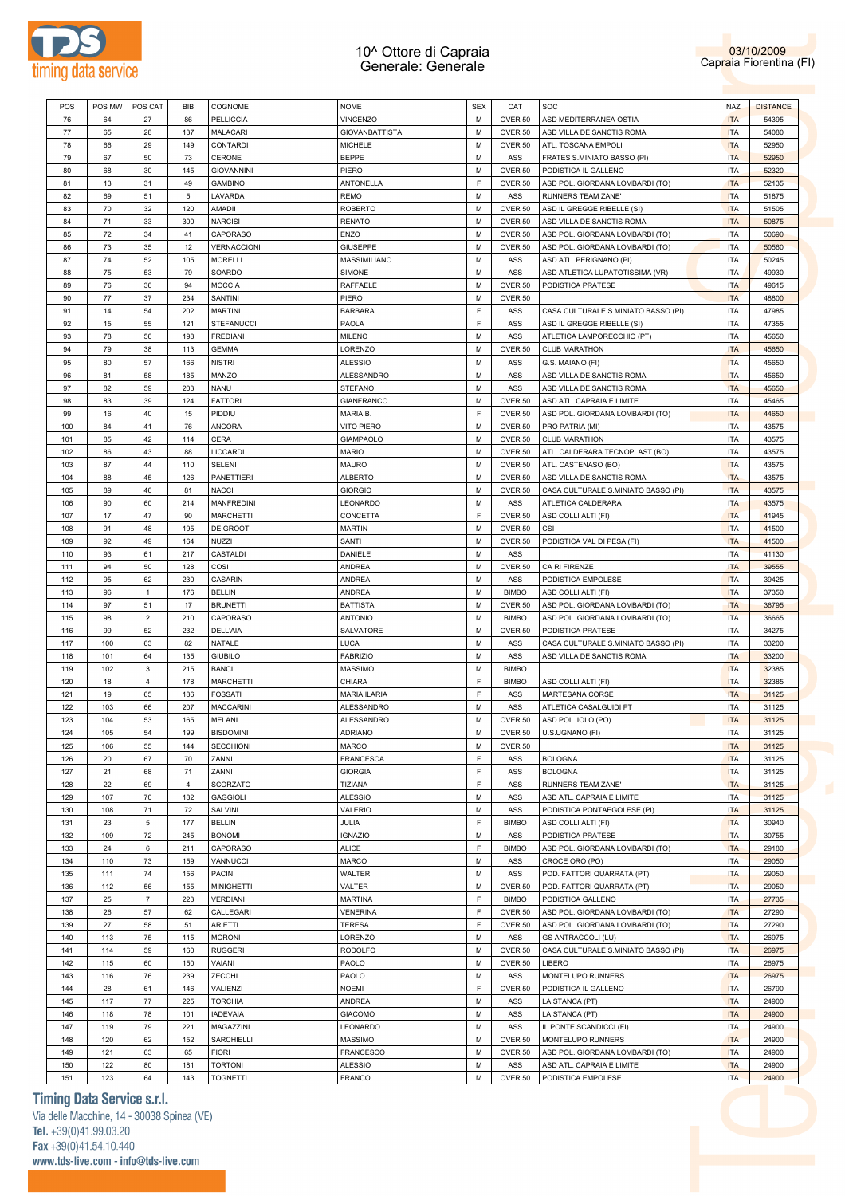# 10^ Ottore di Capraia
## Generale: Generale

03/10/2009
Capraia Fiorentina (FI)

| POS | POS MW | POS CAT | BIB | COGNOME | NOME | SEX | CAT | SOC | NAZ | DISTANCE |
|---|---|---|---|---|---|---|---|---|---|---|
| 76 | 64 | 27 | 86 | PELLICCIA | VINCENZO | M | OVER 50 | ASD MEDITERRANEA OSTIA | ITA | 54395 |
| 77 | 65 | 28 | 137 | MALACARI | GIOVANBATTISTA | M | OVER 50 | ASD VILLA DE SANCTIS ROMA | ITA | 54080 |
| 78 | 66 | 29 | 149 | CONTARDI | MICHELE | M | OVER 50 | ATL. TOSCANA EMPOLI | ITA | 52950 |
| 79 | 67 | 50 | 73 | CERONE | BEPPE | M | ASS | FRATES S.MINIATO BASSO (PI) | ITA | 52950 |
| 80 | 68 | 30 | 145 | GIOVANNINI | PIERO | M | OVER 50 | PODISTICA IL GALLENO | ITA | 52320 |
| 81 | 13 | 31 | 49 | GAMBINO | ANTONELLA | F | OVER 50 | ASD POL. GIORDANA LOMBARDI (TO) | ITA | 52135 |
| 82 | 69 | 51 | 5 | LAVARDA | REMO | M | ASS | RUNNERS TEAM ZANE' | ITA | 51875 |
| 83 | 70 | 32 | 120 | AMADII | ROBERTO | M | OVER 50 | ASD IL GREGGE RIBELLE (SI) | ITA | 51505 |
| 84 | 71 | 33 | 300 | NARCISI | RENATO | M | OVER 50 | ASD VILLA DE SANCTIS ROMA | ITA | 50875 |
| 85 | 72 | 34 | 41 | CAPORASO | ENZO | M | OVER 50 | ASD POL. GIORDANA LOMBARDI (TO) | ITA | 50690 |
| 86 | 73 | 35 | 12 | VERNACCIONI | GIUSEPPE | M | OVER 50 | ASD POL. GIORDANA LOMBARDI (TO) | ITA | 50560 |
| 87 | 74 | 52 | 105 | MORELLI | MASSIMILIANO | M | ASS | ASD ATL. PERIGNANO (PI) | ITA | 50245 |
| 88 | 75 | 53 | 79 | SOARDO | SIMONE | M | ASS | ASD ATLETICA LUPATOTISSIMA (VR) | ITA | 49930 |
| 89 | 76 | 36 | 94 | MOCCIA | RAFFAELE | M | OVER 50 | PODISTICA PRATESE | ITA | 49615 |
| 90 | 77 | 37 | 234 | SANTINI | PIERO | M | OVER 50 | | ITA | 48800 |
| 91 | 14 | 54 | 202 | MARTINI | BARBARA | F | ASS | CASA CULTURALE S.MINIATO BASSO (PI) | ITA | 47985 |
| 92 | 15 | 55 | 121 | STEFANUCCI | PAOLA | F | ASS | ASD IL GREGGE RIBELLE (SI) | ITA | 47355 |
| 93 | 78 | 56 | 198 | FREDIANI | MILENO | M | ASS | ATLETICA LAMPORECCHIO (PT) | ITA | 45650 |
| 94 | 79 | 38 | 113 | GEMMA | LORENZO | M | OVER 50 | CLUB MARATHON | ITA | 45650 |
| 95 | 80 | 57 | 166 | NISTRI | ALESSIO | M | ASS | G.S. MAIANO (FI) | ITA | 45650 |
| 96 | 81 | 58 | 185 | MANZO | ALESSANDRO | M | ASS | ASD VILLA DE SANCTIS ROMA | ITA | 45650 |
| 97 | 82 | 59 | 203 | NANU | STEFANO | M | ASS | ASD VILLA DE SANCTIS ROMA | ITA | 45650 |
| 98 | 83 | 39 | 124 | FATTORI | GIANFRANCO | M | OVER 50 | ASD ATL. CAPRAIA E LIMITE | ITA | 45465 |
| 99 | 16 | 40 | 15 | PIDDIU | MARIA B. | F | OVER 50 | ASD POL. GIORDANA LOMBARDI (TO) | ITA | 44650 |
| 100 | 84 | 41 | 76 | ANCORA | VITO PIERO | M | OVER 50 | PRO PATRIA (MI) | ITA | 43575 |
| 101 | 85 | 42 | 114 | CERA | GIAMPAOLO | M | OVER 50 | CLUB MARATHON | ITA | 43575 |
| 102 | 86 | 43 | 88 | LICCARDI | MARIO | M | OVER 50 | ATL. CALDERARA TECNOPLAST (BO) | ITA | 43575 |
| 103 | 87 | 44 | 110 | SELENI | MAURO | M | OVER 50 | ATL. CASTENASO (BO) | ITA | 43575 |
| 104 | 88 | 45 | 126 | PANETTIERI | ALBERTO | M | OVER 50 | ASD VILLA DE SANCTIS ROMA | ITA | 43575 |
| 105 | 89 | 46 | 81 | NACCI | GIORGIO | M | OVER 50 | CASA CULTURALE S.MINIATO BASSO (PI) | ITA | 43575 |
| 106 | 90 | 60 | 214 | MANFREDINI | LEONARDO | M | ASS | ATLETICA CALDERARA | ITA | 43575 |
| 107 | 17 | 47 | 90 | MARCHETTI | CONCETTA | F | OVER 50 | ASD COLLI ALTI (FI) | ITA | 41945 |
| 108 | 91 | 48 | 195 | DE GROOT | MARTIN | M | OVER 50 | CSI | ITA | 41500 |
| 109 | 92 | 49 | 164 | NUZZI | SANTI | M | OVER 50 | PODISTICA VAL DI PESA (FI) | ITA | 41500 |
| 110 | 93 | 61 | 217 | CASTALDI | DANIELE | M | ASS | | ITA | 41130 |
| 111 | 94 | 50 | 128 | COSI | ANDREA | M | OVER 50 | CA RI FIRENZE | ITA | 39555 |
| 112 | 95 | 62 | 230 | CASARIN | ANDREA | M | ASS | PODISTICA EMPOLESE | ITA | 39425 |
| 113 | 96 | 1 | 176 | BELLIN | ANDREA | M | BIMBO | ASD COLLI ALTI (FI) | ITA | 37350 |
| 114 | 97 | 51 | 17 | BRUNETTI | BATTISTA | M | OVER 50 | ASD POL. GIORDANA LOMBARDI (TO) | ITA | 36795 |
| 115 | 98 | 2 | 210 | CAPORASO | ANTONIO | M | BIMBO | ASD POL. GIORDANA LOMBARDI (TO) | ITA | 36665 |
| 116 | 99 | 52 | 232 | DELL'AIA | SALVATORE | M | OVER 50 | PODISTICA PRATESE | ITA | 34275 |
| 117 | 100 | 63 | 82 | NATALE | LUCA | M | ASS | CASA CULTURALE S.MINIATO BASSO (PI) | ITA | 33200 |
| 118 | 101 | 64 | 135 | GIUBILO | FABRIZIO | M | ASS | ASD VILLA DE SANCTIS ROMA | ITA | 33200 |
| 119 | 102 | 3 | 215 | BANCI | MASSIMO | M | BIMBO | | ITA | 32385 |
| 120 | 18 | 4 | 178 | MARCHETTI | CHIARA | F | BIMBO | ASD COLLI ALTI (FI) | ITA | 32385 |
| 121 | 19 | 65 | 186 | FOSSATI | MARIA ILARIA | F | ASS | MARTESANA CORSE | ITA | 31125 |
| 122 | 103 | 66 | 207 | MACCARINI | ALESSANDRO | M | ASS | ATLETICA CASALGUIDI PT | ITA | 31125 |
| 123 | 104 | 53 | 165 | MELANI | ALESSANDRO | M | OVER 50 | ASD POL. IOLO (PO) | ITA | 31125 |
| 124 | 105 | 54 | 199 | BISDOMINI | ADRIANO | M | OVER 50 | U.S.UGNANO (FI) | ITA | 31125 |
| 125 | 106 | 55 | 144 | SECCHIONI | MARCO | M | OVER 50 | | ITA | 31125 |
| 126 | 20 | 67 | 70 | ZANNI | FRANCESCA | F | ASS | BOLOGNA | ITA | 31125 |
| 127 | 21 | 68 | 71 | ZANNI | GIORGIA | F | ASS | BOLOGNA | ITA | 31125 |
| 128 | 22 | 69 | 4 | SCORZATO | TIZIANA | F | ASS | RUNNERS TEAM ZANE' | ITA | 31125 |
| 129 | 107 | 70 | 182 | GAGGIOLI | ALESSIO | M | ASS | ASD ATL. CAPRAIA E LIMITE | ITA | 31125 |
| 130 | 108 | 71 | 72 | SALVINI | VALERIO | M | ASS | PODISTICA PONTAEGOLESE (PI) | ITA | 31125 |
| 131 | 23 | 5 | 177 | BELLIN | JULIA | F | BIMBO | ASD COLLI ALTI (FI) | ITA | 30940 |
| 132 | 109 | 72 | 245 | BONOMI | IGNAZIO | M | ASS | PODISTICA PRATESE | ITA | 30755 |
| 133 | 24 | 6 | 211 | CAPORASO | ALICE | F | BIMBO | ASD POL. GIORDANA LOMBARDI (TO) | ITA | 29180 |
| 134 | 110 | 73 | 159 | VANNUCCI | MARCO | M | ASS | CROCE ORO (PO) | ITA | 29050 |
| 135 | 111 | 74 | 156 | PACINI | WALTER | M | ASS | POD. FATTORI QUARRATA (PT) | ITA | 29050 |
| 136 | 112 | 56 | 155 | MINIGHETTI | VALTER | M | OVER 50 | POD. FATTORI QUARRATA (PT) | ITA | 29050 |
| 137 | 25 | 7 | 223 | VERDIANI | MARTINA | F | BIMBO | PODISTICA GALLENO | ITA | 27735 |
| 138 | 26 | 57 | 62 | CALLEGARI | VENERINA | F | OVER 50 | ASD POL. GIORDANA LOMBARDI (TO) | ITA | 27290 |
| 139 | 27 | 58 | 51 | ARIETTI | TERESA | F | OVER 50 | ASD POL. GIORDANA LOMBARDI (TO) | ITA | 27290 |
| 140 | 113 | 75 | 115 | MORONI | LORENZO | M | ASS | GS ANTRACCOLI (LU) | ITA | 26975 |
| 141 | 114 | 59 | 160 | RUGGERI | RODOLFO | M | OVER 50 | CASA CULTURALE S.MINIATO BASSO (PI) | ITA | 26975 |
| 142 | 115 | 60 | 150 | VAIANI | PAOLO | M | OVER 50 | LIBERO | ITA | 26975 |
| 143 | 116 | 76 | 239 | ZECCHI | PAOLO | M | ASS | MONTELUPO RUNNERS | ITA | 26975 |
| 144 | 28 | 61 | 146 | VALIENZI | NOEMI | F | OVER 50 | PODISTICA IL GALLENO | ITA | 26790 |
| 145 | 117 | 77 | 225 | TORCHIA | ANDREA | M | ASS | LA STANCA (PT) | ITA | 24900 |
| 146 | 118 | 78 | 101 | IADEVAIA | GIACOMO | M | ASS | LA STANCA (PT) | ITA | 24900 |
| 147 | 119 | 79 | 221 | MAGAZZINI | LEONARDO | M | ASS | IL PONTE SCANDICCI (FI) | ITA | 24900 |
| 148 | 120 | 62 | 152 | SARCHIELLI | MASSIMO | M | OVER 50 | MONTELUPO RUNNERS | ITA | 24900 |
| 149 | 121 | 63 | 65 | FIORI | FRANCESCO | M | OVER 50 | ASD POL. GIORDANA LOMBARDI (TO) | ITA | 24900 |
| 150 | 122 | 80 | 181 | TORTONI | ALESSIO | M | ASS | ASD ATL. CAPRAIA E LIMITE | ITA | 24900 |
| 151 | 123 | 64 | 143 | TOGNETTI | FRANCO | M | OVER 50 | PODISTICA EMPOLESE | ITA | 24900 |

**Timing Data Service s.r.l.**
Via delle Macchine, 14 - 30038 Spinea (VE)
Tel. +39(0)41.99.03.20
Fax +39(0)41.54.10.440
www.tds-live.com - info@tds-live.com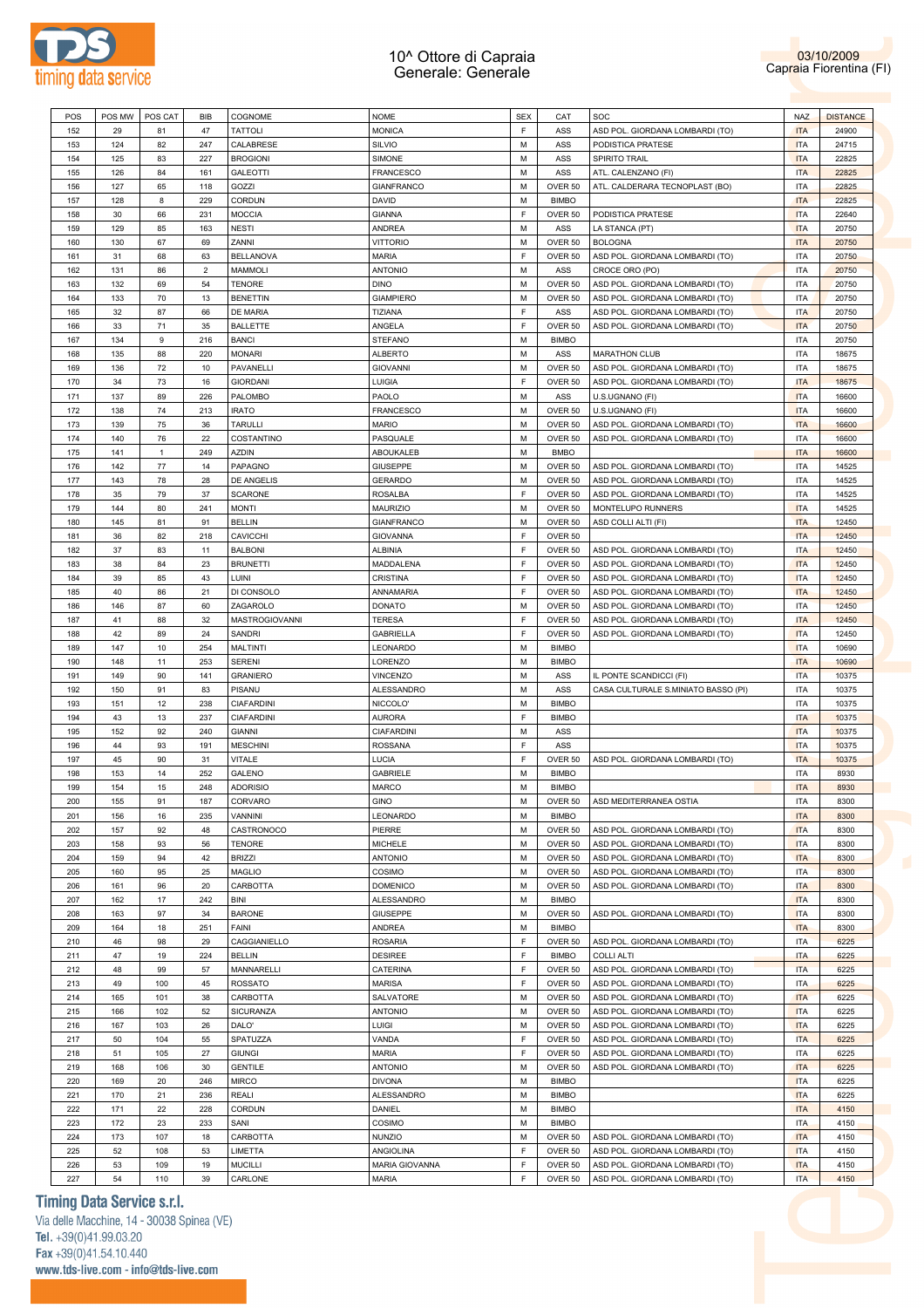# 10^ Ottore di Capraia
## Generale: Generale

03/10/2009
Capraia Fiorentina (FI)

| POS | POS MW | POS CAT | BIB | COGNOME | NOME | SEX | CAT | SOC | NAZ | DISTANCE |
|---|---|---|---|---|---|---|---|---|---|---|
| 152 | 29 | 81 | 47 | TATTOLI | MONICA | F | ASS | ASD POL. GIORDANA LOMBARDI (TO) | ITA | 24900 |
| 153 | 124 | 82 | 247 | CALABRESE | SILVIO | M | ASS | PODISTICA PRATESE | ITA | 24715 |
| 154 | 125 | 83 | 227 | BROGIONI | SIMONE | M | ASS | SPIRITO TRAIL | ITA | 22825 |
| 155 | 126 | 84 | 161 | GALEOTTI | FRANCESCO | M | ASS | ATL. CALENZANO (FI) | ITA | 22825 |
| 156 | 127 | 65 | 118 | GOZZI | GIANFRANCO | M | OVER 50 | ATL. CALDERARA TECNOPLAST (BO) | ITA | 22825 |
| 157 | 128 | 8 | 229 | CORDUN | DAVID | M | BIMBO | | ITA | 22825 |
| 158 | 30 | 66 | 231 | MOCCIA | GIANNA | F | OVER 50 | PODISTICA PRATESE | ITA | 22640 |
| 159 | 129 | 85 | 163 | NESTI | ANDREA | M | ASS | LA STANCA (PT) | ITA | 20750 |
| 160 | 130 | 67 | 69 | ZANNI | VITTORIO | M | OVER 50 | BOLOGNA | ITA | 20750 |
| 161 | 31 | 68 | 63 | BELLANOVA | MARIA | F | OVER 50 | ASD POL. GIORDANA LOMBARDI (TO) | ITA | 20750 |
| 162 | 131 | 86 | 2 | MAMMOLI | ANTONIO | M | ASS | CROCE ORO (PO) | ITA | 20750 |
| 163 | 132 | 69 | 54 | TENORE | DINO | M | OVER 50 | ASD POL. GIORDANA LOMBARDI (TO) | ITA | 20750 |
| 164 | 133 | 70 | 13 | BENETTIN | GIAMPIERO | M | OVER 50 | ASD POL. GIORDANA LOMBARDI (TO) | ITA | 20750 |
| 165 | 32 | 87 | 66 | DE MARIA | TIZIANA | F | ASS | ASD POL. GIORDANA LOMBARDI (TO) | ITA | 20750 |
| 166 | 33 | 71 | 35 | BALLETTE | ANGELA | F | OVER 50 | ASD POL. GIORDANA LOMBARDI (TO) | ITA | 20750 |
| 167 | 134 | 9 | 216 | BANCI | STEFANO | M | BIMBO | | ITA | 20750 |
| 168 | 135 | 88 | 220 | MONARI | ALBERTO | M | ASS | MARATHON CLUB | ITA | 18675 |
| 169 | 136 | 72 | 10 | PAVANELLI | GIOVANNI | M | OVER 50 | ASD POL. GIORDANA LOMBARDI (TO) | ITA | 18675 |
| 170 | 34 | 73 | 16 | GIORDANI | LUIGIA | F | OVER 50 | ASD POL. GIORDANA LOMBARDI (TO) | ITA | 18675 |
| 171 | 137 | 89 | 226 | PALOMBO | PAOLO | M | ASS | U.S.UGNANO (FI) | ITA | 16600 |
| 172 | 138 | 74 | 213 | IRATO | FRANCESCO | M | OVER 50 | U.S.UGNANO (FI) | ITA | 16600 |
| 173 | 139 | 75 | 36 | TARULLI | MARIO | M | OVER 50 | ASD POL. GIORDANA LOMBARDI (TO) | ITA | 16600 |
| 174 | 140 | 76 | 22 | COSTANTINO | PASQUALE | M | OVER 50 | ASD POL. GIORDANA LOMBARDI (TO) | ITA | 16600 |
| 175 | 141 | 1 | 249 | AZDIN | ABOUKALEB | M | BMBO | | ITA | 16600 |
| 176 | 142 | 77 | 14 | PAPAGNO | GIUSEPPE | M | OVER 50 | ASD POL. GIORDANA LOMBARDI (TO) | ITA | 14525 |
| 177 | 143 | 78 | 28 | DE ANGELIS | GERARDO | M | OVER 50 | ASD POL. GIORDANA LOMBARDI (TO) | ITA | 14525 |
| 178 | 35 | 79 | 37 | SCARONE | ROSALBA | F | OVER 50 | ASD POL. GIORDANA LOMBARDI (TO) | ITA | 14525 |
| 179 | 144 | 80 | 241 | MONTI | MAURIZIO | M | OVER 50 | MONTELUPO RUNNERS | ITA | 14525 |
| 180 | 145 | 81 | 91 | BELLIN | GIANFRANCO | M | OVER 50 | ASD COLLI ALTI (FI) | ITA | 12450 |
| 181 | 36 | 82 | 218 | CAVICCHI | GIOVANNA | F | OVER 50 | | ITA | 12450 |
| 182 | 37 | 83 | 11 | BALBONI | ALBINIA | F | OVER 50 | ASD POL. GIORDANA LOMBARDI (TO) | ITA | 12450 |
| 183 | 38 | 84 | 23 | BRUNETTI | MADDALENA | F | OVER 50 | ASD POL. GIORDANA LOMBARDI (TO) | ITA | 12450 |
| 184 | 39 | 85 | 43 | LUINI | CRISTINA | F | OVER 50 | ASD POL. GIORDANA LOMBARDI (TO) | ITA | 12450 |
| 185 | 40 | 86 | 21 | DI CONSOLO | ANNAMARIA | F | OVER 50 | ASD POL. GIORDANA LOMBARDI (TO) | ITA | 12450 |
| 186 | 146 | 87 | 60 | ZAGAROLO | DONATO | M | OVER 50 | ASD POL. GIORDANA LOMBARDI (TO) | ITA | 12450 |
| 187 | 41 | 88 | 32 | MASTROGIOVANNI | TERESA | F | OVER 50 | ASD POL. GIORDANA LOMBARDI (TO) | ITA | 12450 |
| 188 | 42 | 89 | 24 | SANDRI | GABRIELLA | F | OVER 50 | ASD POL. GIORDANA LOMBARDI (TO) | ITA | 12450 |
| 189 | 147 | 10 | 254 | MALTINTI | LEONARDO | M | BIMBO | | ITA | 10690 |
| 190 | 148 | 11 | 253 | SERENI | LORENZO | M | BIMBO | | ITA | 10690 |
| 191 | 149 | 90 | 141 | GRANIERO | VINCENZO | M | ASS | IL PONTE SCANDICCI (FI) | ITA | 10375 |
| 192 | 150 | 91 | 83 | PISANU | ALESSANDRO | M | ASS | CASA CULTURALE S.MINIATO BASSO (PI) | ITA | 10375 |
| 193 | 151 | 12 | 238 | CIAFARDINI | NICCOLO' | M | BIMBO | | ITA | 10375 |
| 194 | 43 | 13 | 237 | CIAFARDINI | AURORA | F | BIMBO | | ITA | 10375 |
| 195 | 152 | 92 | 240 | GIANNI | CIAFARDINI | M | ASS | | ITA | 10375 |
| 196 | 44 | 93 | 191 | MESCHINI | ROSSANA | F | ASS | | ITA | 10375 |
| 197 | 45 | 90 | 31 | VITALE | LUCIA | F | OVER 50 | ASD POL. GIORDANA LOMBARDI (TO) | ITA | 10375 |
| 198 | 153 | 14 | 252 | GALENO | GABRIELE | M | BIMBO | | ITA | 8930 |
| 199 | 154 | 15 | 248 | ADORISIO | MARCO | M | BIMBO | | ITA | 8930 |
| 200 | 155 | 91 | 187 | CORVARO | GINO | M | OVER 50 | ASD MEDITERRANEA OSTIA | ITA | 8300 |
| 201 | 156 | 16 | 235 | VANNINI | LEONARDO | M | BIMBO | | ITA | 8300 |
| 202 | 157 | 92 | 48 | CASTRONOCO | PIERRE | M | OVER 50 | ASD POL. GIORDANA LOMBARDI (TO) | ITA | 8300 |
| 203 | 158 | 93 | 56 | TENORE | MICHELE | M | OVER 50 | ASD POL. GIORDANA LOMBARDI (TO) | ITA | 8300 |
| 204 | 159 | 94 | 42 | BRIZZI | ANTONIO | M | OVER 50 | ASD POL. GIORDANA LOMBARDI (TO) | ITA | 8300 |
| 205 | 160 | 95 | 25 | MAGLIO | COSIMO | M | OVER 50 | ASD POL. GIORDANA LOMBARDI (TO) | ITA | 8300 |
| 206 | 161 | 96 | 20 | CARBOTTA | DOMENICO | M | OVER 50 | ASD POL. GIORDANA LOMBARDI (TO) | ITA | 8300 |
| 207 | 162 | 17 | 242 | BINI | ALESSANDRO | M | BIMBO | | ITA | 8300 |
| 208 | 163 | 97 | 34 | BARONE | GIUSEPPE | M | OVER 50 | ASD POL. GIORDANA LOMBARDI (TO) | ITA | 8300 |
| 209 | 164 | 18 | 251 | FAINI | ANDREA | M | BIMBO | | ITA | 8300 |
| 210 | 46 | 98 | 29 | CAGGIANIELLO | ROSARIA | F | OVER 50 | ASD POL. GIORDANA LOMBARDI (TO) | ITA | 6225 |
| 211 | 47 | 19 | 224 | BELLIN | DESIREE | F | BIMBO | COLLI ALTI | ITA | 6225 |
| 212 | 48 | 99 | 57 | MANNARELLI | CATERINA | F | OVER 50 | ASD POL. GIORDANA LOMBARDI (TO) | ITA | 6225 |
| 213 | 49 | 100 | 45 | ROSSATO | MARISA | F | OVER 50 | ASD POL. GIORDANA LOMBARDI (TO) | ITA | 6225 |
| 214 | 165 | 101 | 38 | CARBOTTA | SALVATORE | M | OVER 50 | ASD POL. GIORDANA LOMBARDI (TO) | ITA | 6225 |
| 215 | 166 | 102 | 52 | SICURANZA | ANTONIO | M | OVER 50 | ASD POL. GIORDANA LOMBARDI (TO) | ITA | 6225 |
| 216 | 167 | 103 | 26 | DALO' | LUIGI | M | OVER 50 | ASD POL. GIORDANA LOMBARDI (TO) | ITA | 6225 |
| 217 | 50 | 104 | 55 | SPATUZZA | VANDA | F | OVER 50 | ASD POL. GIORDANA LOMBARDI (TO) | ITA | 6225 |
| 218 | 51 | 105 | 27 | GIUNGI | MARIA | F | OVER 50 | ASD POL. GIORDANA LOMBARDI (TO) | ITA | 6225 |
| 219 | 168 | 106 | 30 | GENTILE | ANTONIO | M | OVER 50 | ASD POL. GIORDANA LOMBARDI (TO) | ITA | 6225 |
| 220 | 169 | 20 | 246 | MIRCO | DIVONA | M | BIMBO | | ITA | 6225 |
| 221 | 170 | 21 | 236 | REALI | ALESSANDRO | M | BIMBO | | ITA | 6225 |
| 222 | 171 | 22 | 228 | CORDUN | DANIEL | M | BIMBO | | ITA | 4150 |
| 223 | 172 | 23 | 233 | SANI | COSIMO | M | BIMBO | | ITA | 4150 |
| 224 | 173 | 107 | 18 | CARBOTTA | NUNZIO | M | OVER 50 | ASD POL. GIORDANA LOMBARDI (TO) | ITA | 4150 |
| 225 | 52 | 108 | 53 | LIMETTA | ANGIOLINA | F | OVER 50 | ASD POL. GIORDANA LOMBARDI (TO) | ITA | 4150 |
| 226 | 53 | 109 | 19 | MUCILLI | MARIA GIOVANNA | F | OVER 50 | ASD POL. GIORDANA LOMBARDI (TO) | ITA | 4150 |
| 227 | 54 | 110 | 39 | CARLONE | MARIA | F | OVER 50 | ASD POL. GIORDANA LOMBARDI (TO) | ITA | 4150 |

**Timing Data Service s.r.l.**
Via delle Macchine, 14 - 30038 Spinea (VE)
Tel. +39(0)41.99.03.20
Fax +39(0)41.54.10.440
www.tds-live.com - info@tds-live.com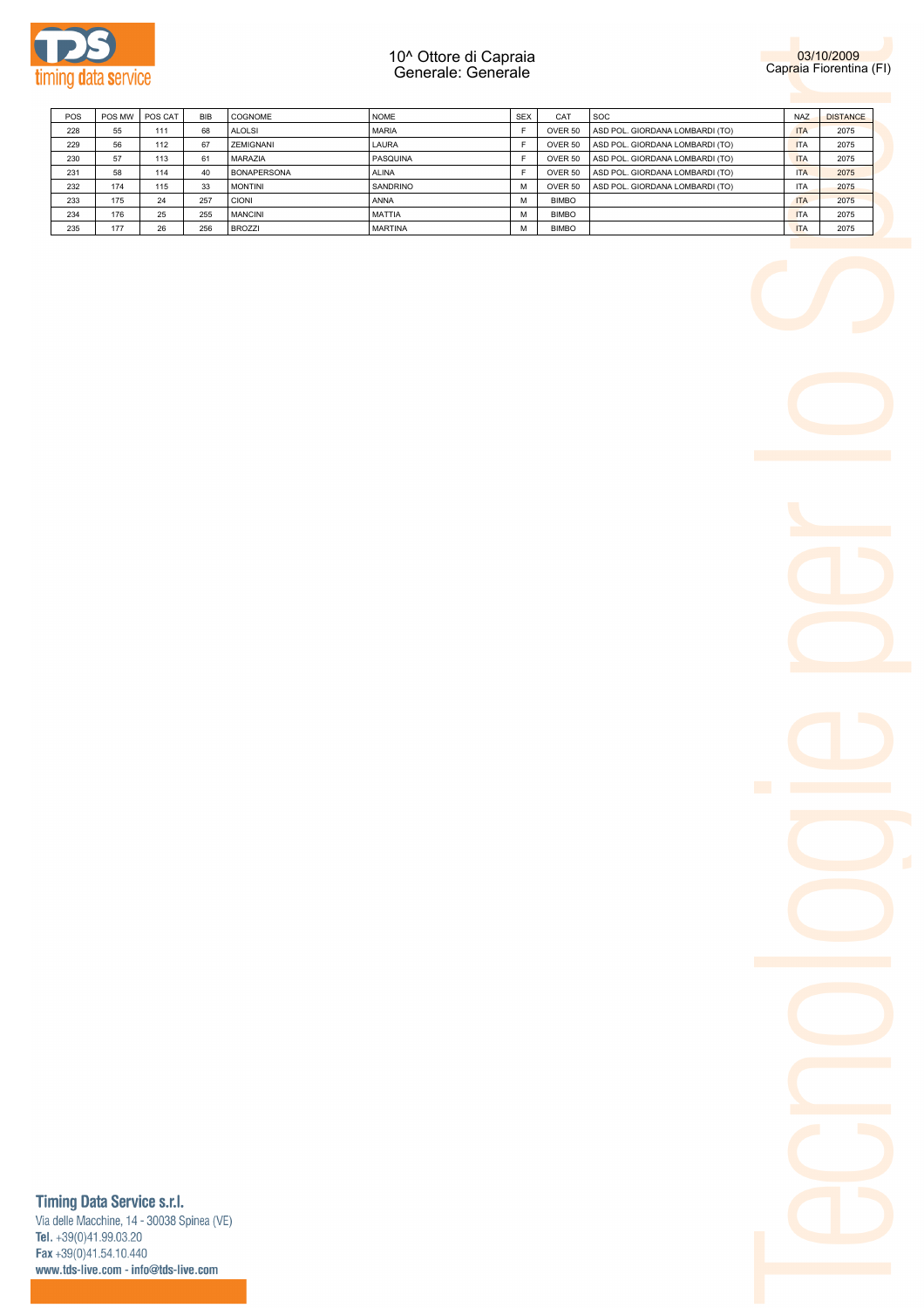# 10^ Ottore di Capraia
## Generale: Generale

03/10/2009
Capraia Fiorentina (FI)

| POS | POS MW | POS CAT | BIB | COGNOME | NOME | SEX | CAT | SOC | NAZ | DISTANCE |
|---|---|---|---|---|---|---|---|---|---|---|
| 228 | 55 | 111 | 68 | ALOLSI | MARIA | F | OVER 50 | ASD POL. GIORDANA LOMBARDI (TO) | ITA | 2075 |
| 229 | 56 | 112 | 67 | ZEMIGNANI | LAURA | F | OVER 50 | ASD POL. GIORDANA LOMBARDI (TO) | ITA | 2075 |
| 230 | 57 | 113 | 61 | MARAZIA | PASQUINA | F | OVER 50 | ASD POL. GIORDANA LOMBARDI (TO) | ITA | 2075 |
| 231 | 58 | 114 | 40 | BONAPERSONA | ALINA | F | OVER 50 | ASD POL. GIORDANA LOMBARDI (TO) | ITA | 2075 |
| 232 | 174 | 115 | 33 | MONTINI | SANDRINO | M | OVER 50 | ASD POL. GIORDANA LOMBARDI (TO) | ITA | 2075 |
| 233 | 175 | 24 | 257 | CIONI | ANNA | M | BIMBO | | ITA | 2075 |
| 234 | 176 | 25 | 255 | MANCINI | MATTIA | M | BIMBO | | ITA | 2075 |
| 235 | 177 | 26 | 256 | BROZZI | MARTINA | M | BIMBO | | ITA | 2075 |

**Timing Data Service s.r.l.**
Via delle Macchine, 14 - 30038 Spinea (VE)
**Tel.** +39(0)41.99.03.20
**Fax** +39(0)41.54.10.440
**www.tds-live.com - info@tds-live.com**